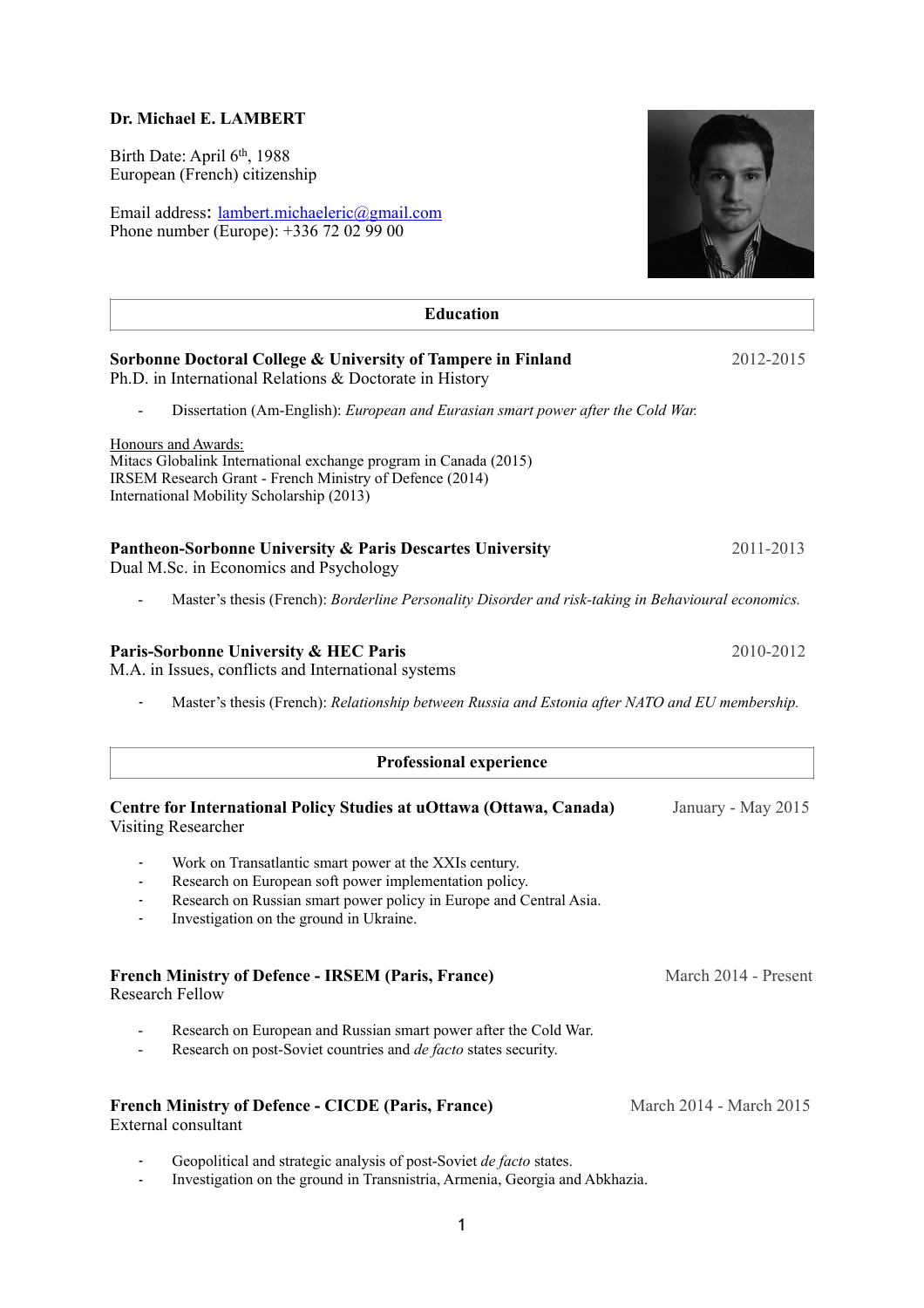**Dr. Michael E. LAMBERT**

Birth Date: April 6th, 1988
European (French) citizenship

Email address: lambert.michaeleric@gmail.com
Phone number (Europe): +336 72 02 99 00

## Education

**Sorbonne Doctoral College & University of Tampere in Finland** 2012-2015
Ph.D. in International Relations & Doctorate in History

- Dissertation (Am-English): *European and Eurasian smart power after the Cold War.*

Honours and Awards:
Mitacs Globalink International exchange program in Canada (2015)
IRSEM Research Grant - French Ministry of Defence (2014)
International Mobility Scholarship (2013)

**Pantheon-Sorbonne University & Paris Descartes University** 2011-2013
Dual M.Sc. in Economics and Psychology

- Master's thesis (French): *Borderline Personality Disorder and risk-taking in Behavioural economics.*

**Paris-Sorbonne University & HEC Paris** 2010-2012
M.A. in Issues, conflicts and International systems

- Master's thesis (French): *Relationship between Russia and Estonia after NATO and EU membership.*

## Professional experience

**Centre for International Policy Studies at uOttawa (Ottawa, Canada)** January - May 2015
Visiting Researcher

- Work on Transatlantic smart power at the XXIs century.
- Research on European soft power implementation policy.
- Research on Russian smart power policy in Europe and Central Asia.
- Investigation on the ground in Ukraine.

**French Ministry of Defence - IRSEM (Paris, France)** March 2014 - Present
Research Fellow

- Research on European and Russian smart power after the Cold War.
- Research on post-Soviet countries and *de facto* states security.

**French Ministry of Defence - CICDE (Paris, France)** March 2014 - March 2015
External consultant

- Geopolitical and strategic analysis of post-Soviet *de facto* states.
- Investigation on the ground in Transnistria, Armenia, Georgia and Abkhazia.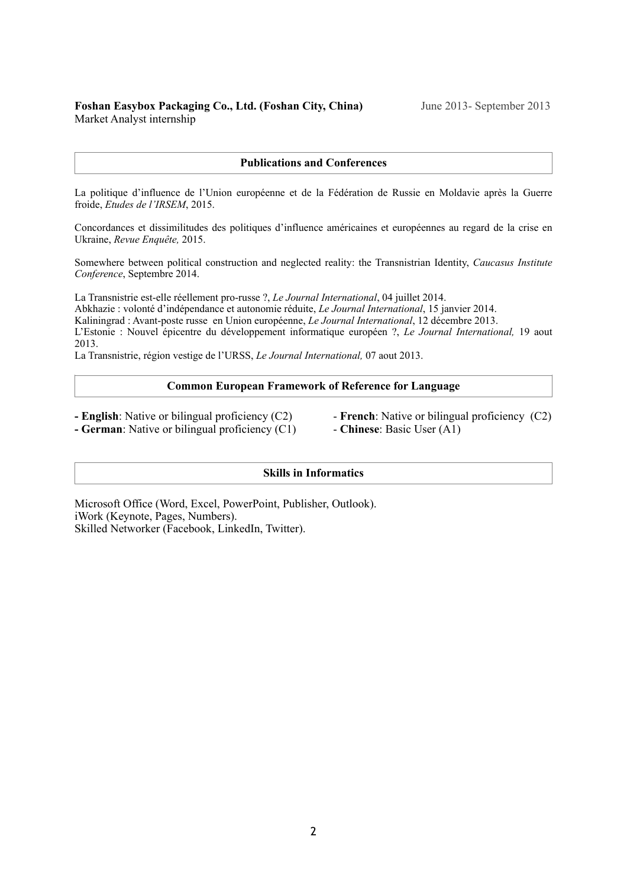**Foshan Easybox Packaging Co., Ltd. (Foshan City, China)** June 2013- September 2013
Market Analyst internship

## Publications and Conferences

La politique d'influence de l'Union européenne et de la Fédération de Russie en Moldavie après la Guerre froide, *Etudes de l'IRSEM*, 2015.

Concordances et dissimilitudes des politiques d'influence américaines et européennes au regard de la crise en Ukraine, *Revue Enquête,* 2015.

Somewhere between political construction and neglected reality: the Transnistrian Identity, *Caucasus Institute Conference*, Septembre 2014.

La Transnistrie est-elle réellement pro-russe ?, *Le Journal International*, 04 juillet 2014.
Abkhazie : volonté d'indépendance et autonomie réduite, *Le Journal International*, 15 janvier 2014.
Kaliningrad : Avant-poste russe en Union européenne, *Le Journal International*, 12 décembre 2013.
L'Estonie : Nouvel épicentre du développement informatique européen ?, *Le Journal International,* 19 aout 2013.
La Transnistrie, région vestige de l'URSS, *Le Journal International,* 07 aout 2013.

## Common European Framework of Reference for Language

- **English**: Native or bilingual proficiency (C2)
- **French**: Native or bilingual proficiency (C2)
- **German**: Native or bilingual proficiency (C1)
- **Chinese**: Basic User (A1)

## Skills in Informatics

Microsoft Office (Word, Excel, PowerPoint, Publisher, Outlook).
iWork (Keynote, Pages, Numbers).
Skilled Networker (Facebook, LinkedIn, Twitter).